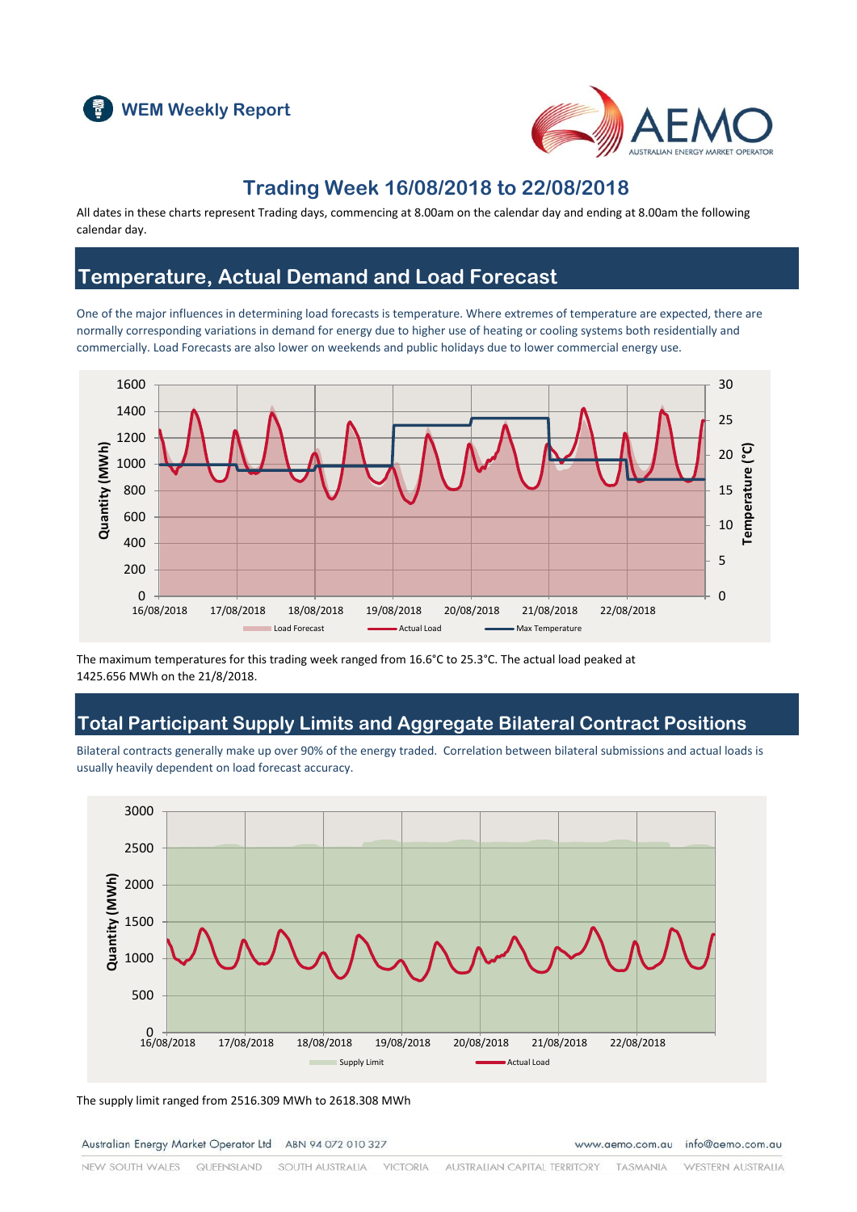WEM Weekly Report

# Trading Week 16/08/2018 to 22/08/2018

All dates in these charts represent Trading days, commencing at 8.00am on the calendar day and ending at 8.00am the following calendar day.

## Temperature, Actual Demand and Load Forecast

One of the major influences in determining load forecasts is temperature. Where extremes of temperature are expected, there are normally corresponding variations in demand for energy due to higher use of heating or cooling systems both residentially and commercially. Load Forecasts are also lower on weekends and public holidays due to lower commercial energy use.

The maximum temperatures for this trading week ranged from 16.6°C to 25.3°C. The actual load peaked at 1425.656 MWh on the 21/8/2018.

## Total Participant Supply Limits and Aggregate Bilateral Contract Positions

Bilateral contracts generally make up over 90% of the energy traded. Correlation between bilateral submissions and actual loads is usually heavily dependent on load forecast accuracy.

The supply limit ranged from 2516.309 MWh to 2618.308 MWh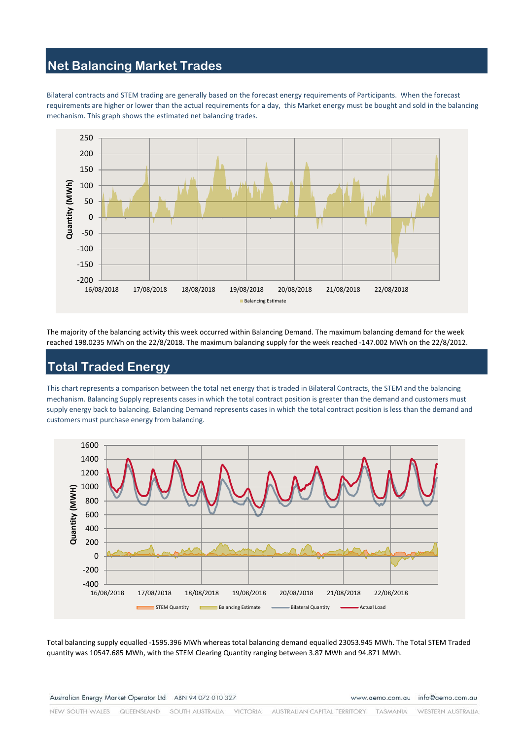## Net Balancing Market Trades

Bilateral contracts and STEM trading are generally based on the forecast energy requirements of Participants. When the forecast requirements are higher or lower than the actual requirements for a day, this Market energy must be bought and sold in the balancing mechanism. This graph shows the estimated net balancing trades.

The majority of the balancing activity this week occurred within Balancing Demand. The maximum balancing demand for the week reached 198.0235 MWh on the 22/8/2018. The maximum balancing supply for the week reached -147.002 MWh on the 22/8/2012.

## Total Traded Energy

This chart represents a comparison between the total net energy that is traded in Bilateral Contracts, the STEM and the balancing mechanism. Balancing Supply represents cases in which the total contract position is greater than the demand and customers must supply energy back to balancing. Balancing Demand represents cases in which the total contract position is less than the demand and customers must purchase energy from balancing.

Total balancing supply equalled -1595.396 MWh whereas total balancing demand equalled 23053.945 MWh. The Total STEM Traded quantity was 10547.685 MWh, with the STEM Clearing Quantity ranging between 3.87 MWh and 94.871 MWh.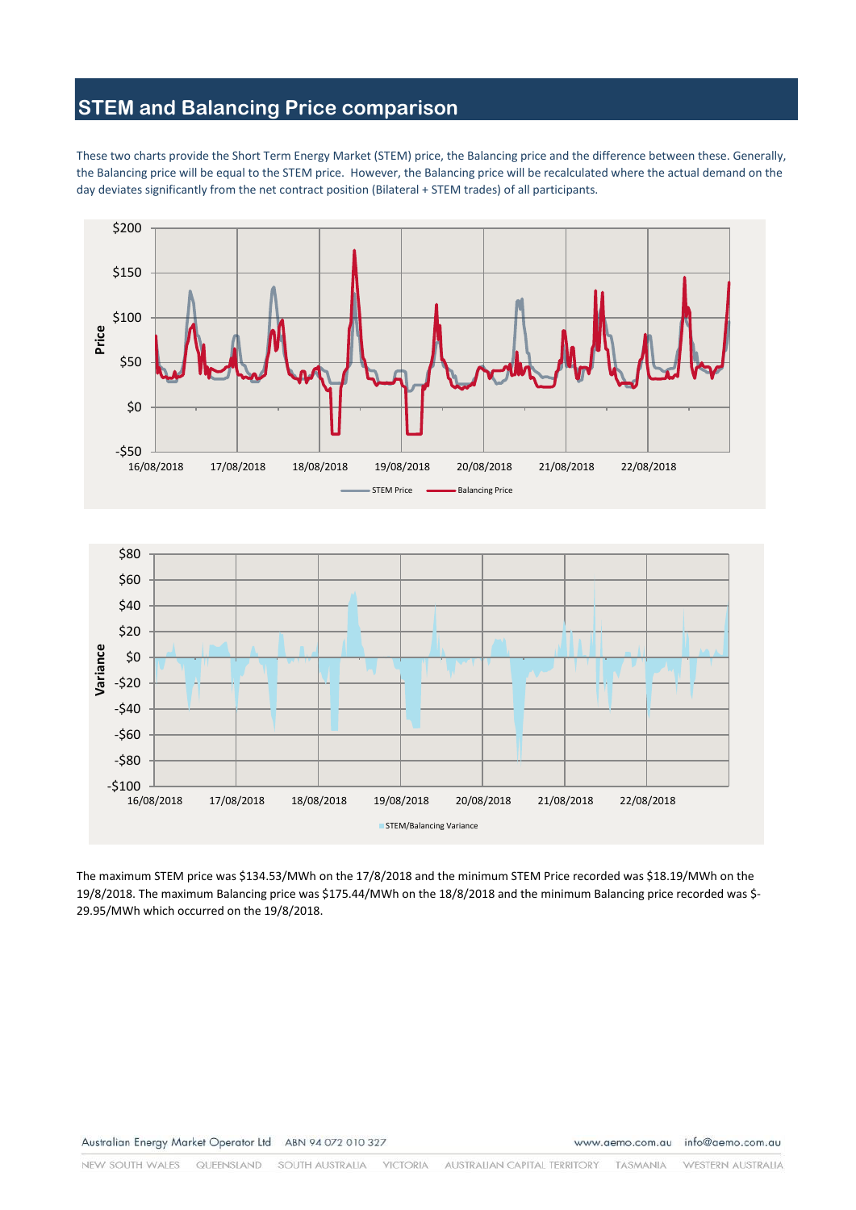## STEM and Balancing Price comparison

These two charts provide the Short Term Energy Market (STEM) price, the Balancing price and the difference between these. Generally, the Balancing price will be equal to the STEM price. However, the Balancing price will be recalculated where the actual demand on the day deviates significantly from the net contract position (Bilateral + STEM trades) of all participants.

Price

$200
$150
$100
$50
$0
-$50

16/08/2018
17/08/2018
18/08/2018
19/08/2018
20/08/2018
21/08/2018
22/08/2018

STEM Price
Balancing Price

Variance

$80
$60
$40
$20
$0
-$20
-$40
-$60
-$80
-$100

16/08/2018
17/08/2018
18/08/2018
19/08/2018
20/08/2018
21/08/2018
22/08/2018

STEM/Balancing Variance

The maximum STEM price was $134.53/MWh on the 17/8/2018 and the minimum STEM Price recorded was $18.19/MWh on the 19/8/2018. The maximum Balancing price was $175.44/MWh on the 18/8/2018 and the minimum Balancing price recorded was $-29.95/MWh which occurred on the 19/8/2018.